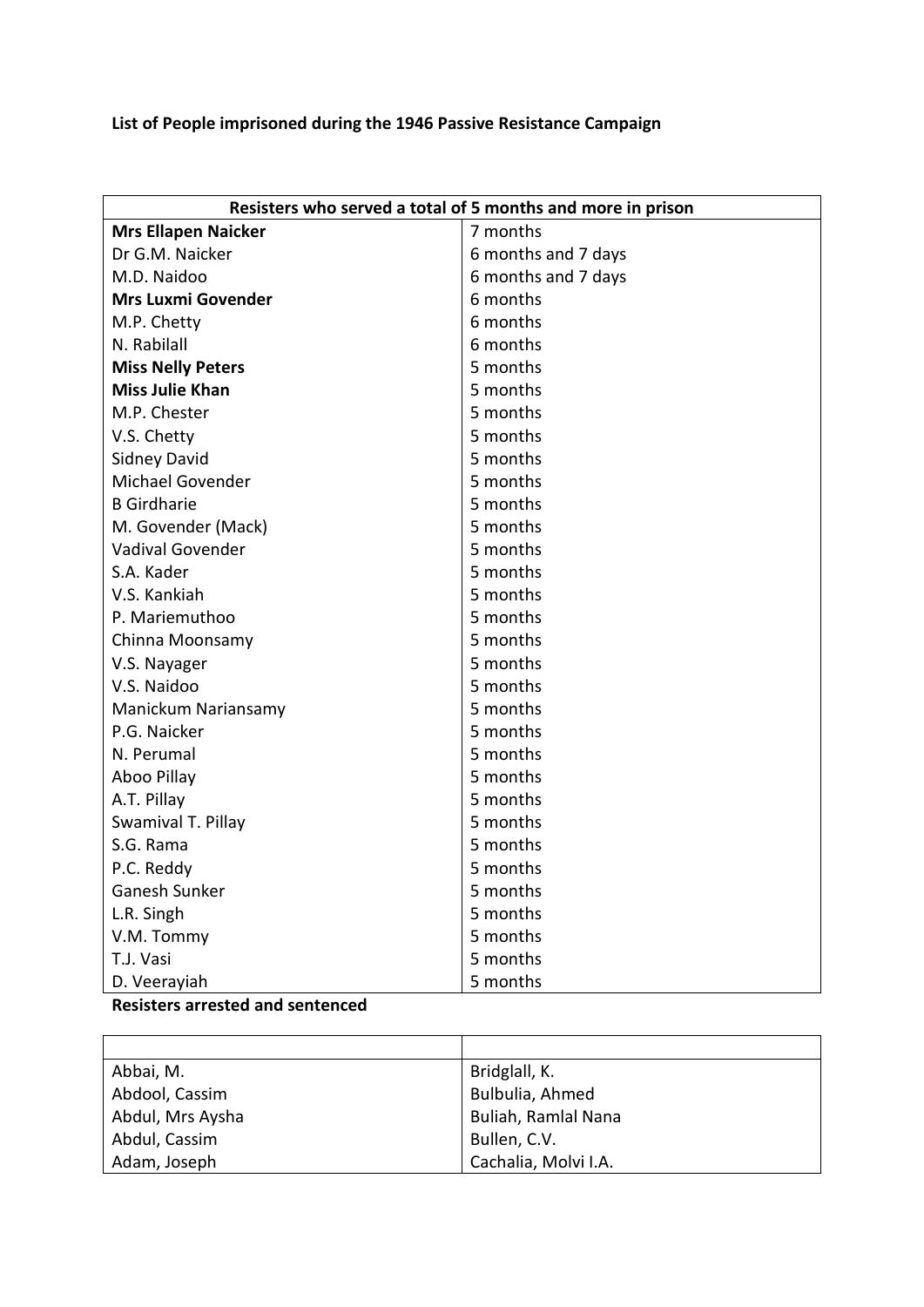**List of People imprisoned during the 1946 Passive Resistance Campaign**

| Resisters who served a total of 5 months and more in prison | |
|---|---|
| **Mrs Ellapen Naicker** | 7 months |
| Dr G.M. Naicker | 6 months and 7 days |
| M.D. Naidoo | 6 months and 7 days |
| **Mrs Luxmi Govender** | 6 months |
| M.P. Chetty | 6 months |
| N. Rabilall | 6 months |
| **Miss Nelly Peters** | 5 months |
| **Miss Julie Khan** | 5 months |
| M.P. Chester | 5 months |
| V.S. Chetty | 5 months |
| Sidney David | 5 months |
| Michael Govender | 5 months |
| B Girdharie | 5 months |
| M. Govender (Mack) | 5 months |
| Vadival Govender | 5 months |
| S.A. Kader | 5 months |
| V.S. Kankiah | 5 months |
| P. Mariemuthoo | 5 months |
| Chinna Moonsamy | 5 months |
| V.S. Nayager | 5 months |
| V.S. Naidoo | 5 months |
| Manickum Nariansamy | 5 months |
| P.G. Naicker | 5 months |
| N. Perumal | 5 months |
| Aboo Pillay | 5 months |
| A.T. Pillay | 5 months |
| Swamival T. Pillay | 5 months |
| S.G. Rama | 5 months |
| P.C. Reddy | 5 months |
| Ganesh Sunker | 5 months |
| L.R. Singh | 5 months |
| V.M. Tommy | 5 months |
| T.J. Vasi | 5 months |
| D. Veerayiah | 5 months |

**Resisters arrested and sentenced**

| | |
|---|---|
| Abbai, M. | Bridglall, K. |
| Abdool, Cassim | Bulbulia, Ahmed |
| Abdul, Mrs Aysha | Buliah, Ramlal Nana |
| Abdul, Cassim | Bullen, C.V. |
| Adam, Joseph | Cachalia, Molvi I.A. |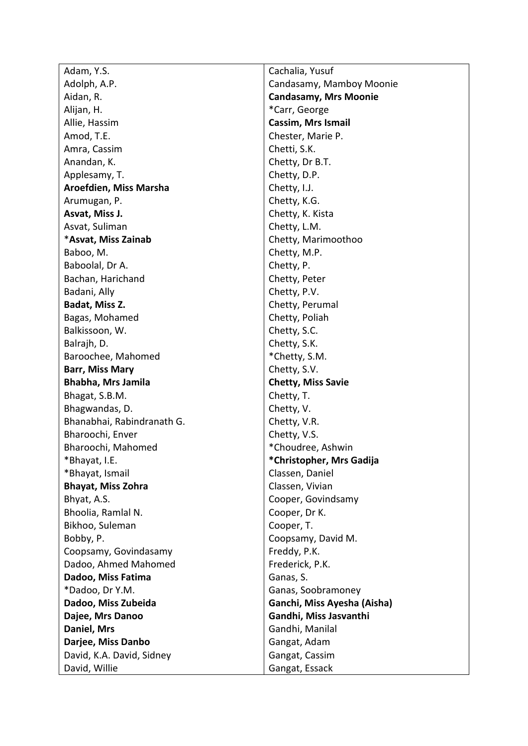| | |
|---|---|
| Adam, Y.S. | Cachalia, Yusuf |
| Adolph, A.P. | Candasamy, Mamboy Moonie |
| Aidan, R. | **Candasamy, Mrs Moonie** |
| Alijan, H. | *Carr, George |
| Allie, Hassim | **Cassim, Mrs Ismail** |
| Amod, T.E. | Chester, Marie P. |
| Amra, Cassim | Chetti, S.K. |
| Anandan, K. | Chetty, Dr B.T. |
| Applesamy, T. | Chetty, D.P. |
| **Aroefdien, Miss Marsha** | Chetty, I.J. |
| Arumugan, P. | Chetty, K.G. |
| **Asvat, Miss J.** | Chetty, K. Kista |
| Asvat, Suliman | Chetty, L.M. |
| ***Asvat, Miss Zainab** | Chetty, Marimoothoo |
| Baboo, M. | Chetty, M.P. |
| Baboolal, Dr A. | Chetty, P. |
| Bachan, Harichand | Chetty, Peter |
| Badani, Ally | Chetty, P.V. |
| **Badat, Miss Z.** | Chetty, Perumal |
| Bagas, Mohamed | Chetty, Poliah |
| Balkissoon, W. | Chetty, S.C. |
| Balrajh, D. | Chetty, S.K. |
| Baroochee, Mahomed | *Chetty, S.M. |
| **Barr, Miss Mary** | Chetty, S.V. |
| **Bhabha, Mrs Jamila** | **Chetty, Miss Savie** |
| Bhagat, S.B.M. | Chetty, T. |
| Bhagwandas, D. | Chetty, V. |
| Bhanabhai, Rabindranath G. | Chetty, V.R. |
| Bharoochi, Enver | Chetty, V.S. |
| Bharoochi, Mahomed | *Choudree, Ashwin |
| *Bhayat, I.E. | ***Christopher, Mrs Gadija** |
| *Bhayat, Ismail | Classen, Daniel |
| **Bhayat, Miss Zohra** | Classen, Vivian |
| Bhyat, A.S. | Cooper, Govindsamy |
| Bhoolia, Ramlal N. | Cooper, Dr K. |
| Bikhoo, Suleman | Cooper, T. |
| Bobby, P. | Coopsamy, David M. |
| Coopsamy, Govindasamy | Freddy, P.K. |
| Dadoo, Ahmed Mahomed | Frederick, P.K. |
| **Dadoo, Miss Fatima** | Ganas, S. |
| *Dadoo, Dr Y.M. | Ganas, Soobramoney |
| **Dadoo, Miss Zubeida** | **Ganchi, Miss Ayesha (Aisha)** |
| **Dajee, Mrs Danoo** | **Gandhi, Miss Jasvanthi** |
| **Daniel, Mrs** | Gandhi, Manilal |
| **Darjee, Miss Danbo** | Gangat, Adam |
| David, K.A. David, Sidney | Gangat, Cassim |
| David, Willie | Gangat, Essack |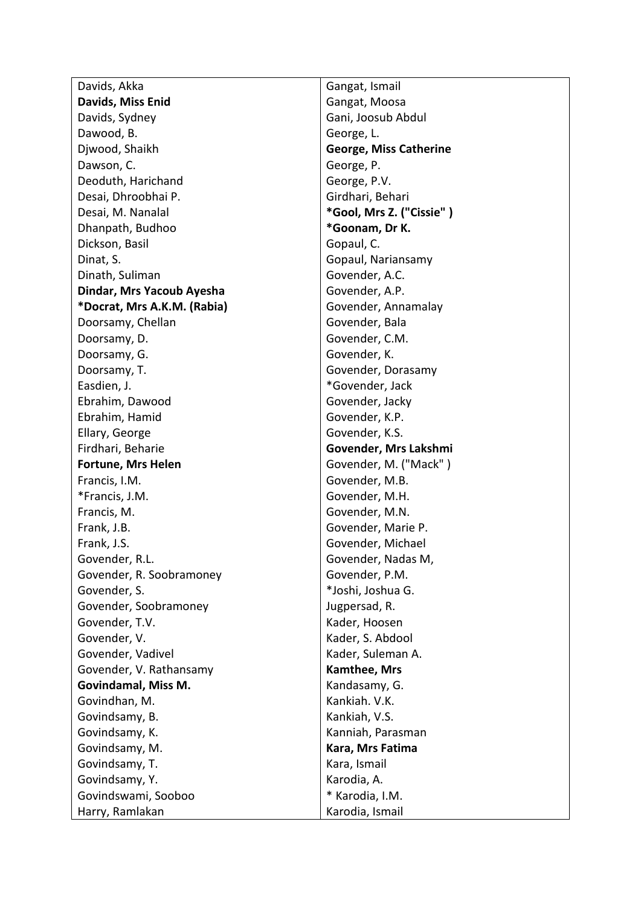| Davids, Akka | Gangat, Ismail |
|---|---|
| **Davids, Miss Enid** | Gangat, Moosa |
| Davids, Sydney | Gani, Joosub Abdul |
| Dawood, B. | George, L. |
| Djwood, Shaikh | **George, Miss Catherine** |
| Dawson, C. | George, P. |
| Deoduth, Harichand | George, P.V. |
| Desai, Dhroobhai P. | Girdhari, Behari |
| Desai, M. Nanalal | ***Gool, Mrs Z. ("Cissie" )** |
| Dhanpath, Budhoo | ***Goonam, Dr K.** |
| Dickson, Basil | Gopaul, C. |
| Dinat, S. | Gopaul, Nariansamy |
| Dinath, Suliman | Govender, A.C. |
| **Dindar, Mrs Yacoub Ayesha** | Govender, A.P. |
| ***Docrat, Mrs A.K.M. (Rabia)** | Govender, Annamalay |
| Doorsamy, Chellan | Govender, Bala |
| Doorsamy, D. | Govender, C.M. |
| Doorsamy, G. | Govender, K. |
| Doorsamy, T. | Govender, Dorasamy |
| Easdien, J. | *Govender, Jack |
| Ebrahim, Dawood | Govender, Jacky |
| Ebrahim, Hamid | Govender, K.P. |
| Ellary, George | Govender, K.S. |
| Firdhari, Beharie | **Govender, Mrs Lakshmi** |
| **Fortune, Mrs Helen** | Govender, M. ("Mack" ) |
| Francis, I.M. | Govender, M.B. |
| *Francis, J.M. | Govender, M.H. |
| Francis, M. | Govender, M.N. |
| Frank, J.B. | Govender, Marie P. |
| Frank, J.S. | Govender, Michael |
| Govender, R.L. | Govender, Nadas M, |
| Govender, R. Soobramoney | Govender, P.M. |
| Govender, S. | *Joshi, Joshua G. |
| Govender, Soobramoney | Jugpersad, R. |
| Govender, T.V. | Kader, Hoosen |
| Govender, V. | Kader, S. Abdool |
| Govender, Vadivel | Kader, Suleman A. |
| Govender, V. Rathansamy | **Kamthee, Mrs** |
| **Govindamal, Miss M.** | Kandasamy, G. |
| Govindhan, M. | Kankiah. V.K. |
| Govindsamy, B. | Kankiah, V.S. |
| Govindsamy, K. | Kanniah, Parasman |
| Govindsamy, M. | **Kara, Mrs Fatima** |
| Govindsamy, T. | Kara, Ismail |
| Govindsamy, Y. | Karodia, A. |
| Govindswami, Sooboo | * Karodia, I.M. |
| Harry, Ramlakan | Karodia, Ismail |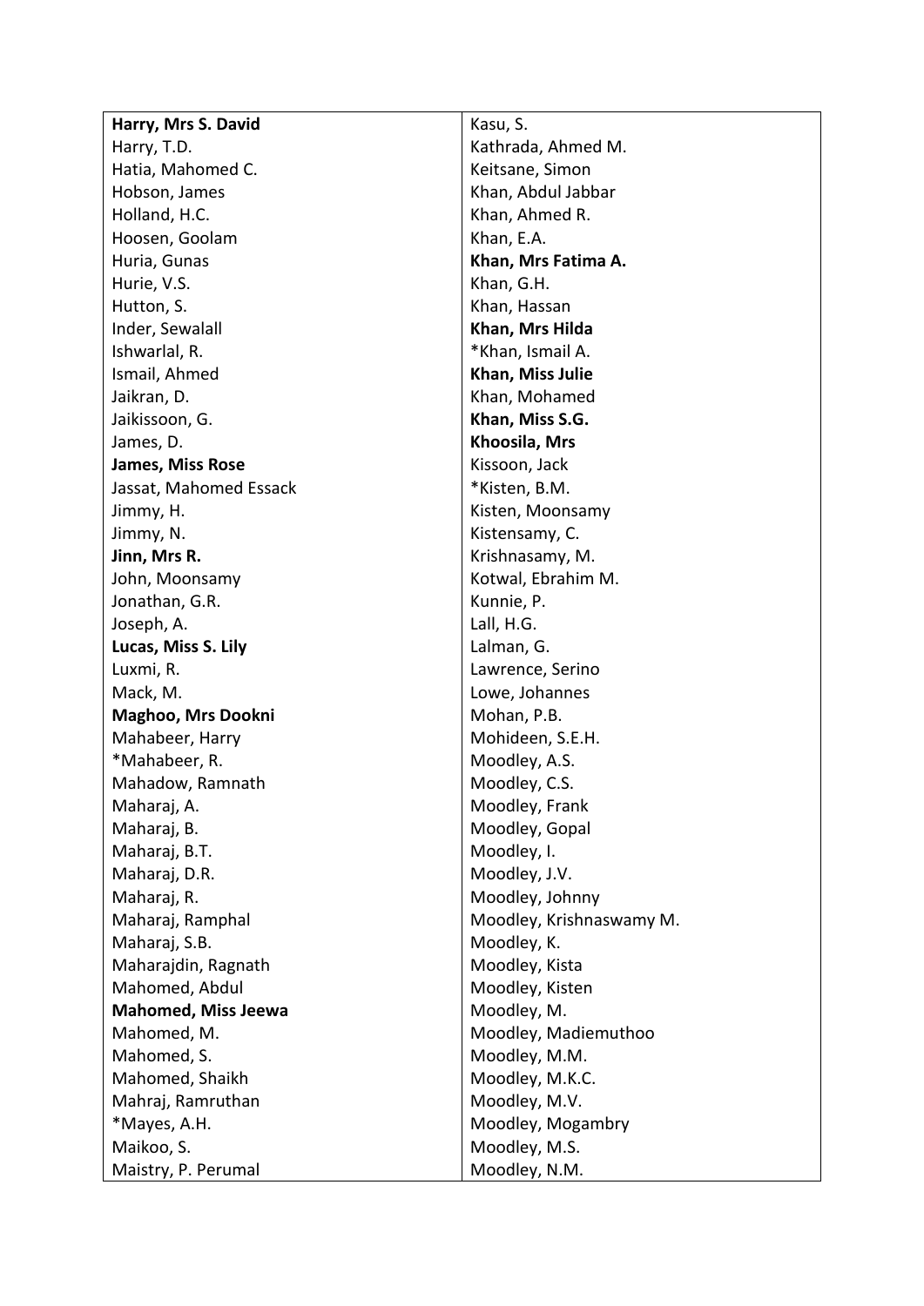**Harry, Mrs S. David**
Harry, T.D.
Hatia, Mahomed C.
Hobson, James
Holland, H.C.
Hoosen, Goolam
Huria, Gunas
Hurie, V.S.
Hutton, S.
Inder, Sewalall
Ishwarlal, R.
Ismail, Ahmed
Jaikran, D.
Jaikissoon, G.
James, D.
**James, Miss Rose**
Jassat, Mahomed Essack
Jimmy, H.
Jimmy, N.
**Jinn, Mrs R.**
John, Moonsamy
Jonathan, G.R.
Joseph, A.
**Lucas, Miss S. Lily**
Luxmi, R.
Mack, M.
**Maghoo, Mrs Dookni**
Mahabeer, Harry
*Mahabeer, R.
Mahadow, Ramnath
Maharaj, A.
Maharaj, B.
Maharaj, B.T.
Maharaj, D.R.
Maharaj, R.
Maharaj, Ramphal
Maharaj, S.B.
Maharajdin, Ragnath
Mahomed, Abdul
**Mahomed, Miss Jeewa**
Mahomed, M.
Mahomed, S.
Mahomed, Shaikh
Mahraj, Ramruthan
*Mayes, A.H.
Maikoo, S.
Maistry, P. Perumal
Kasu, S.
Kathrada, Ahmed M.
Keitsane, Simon
Khan, Abdul Jabbar
Khan, Ahmed R.
Khan, E.A.
**Khan, Mrs Fatima A.**
Khan, G.H.
Khan, Hassan
**Khan, Mrs Hilda**
*Khan, Ismail A.
**Khan, Miss Julie**
Khan, Mohamed
**Khan, Miss S.G.**
**Khoosila, Mrs**
Kissoon, Jack
*Kisten, B.M.
Kisten, Moonsamy
Kistensamy, C.
Krishnasamy, M.
Kotwal, Ebrahim M.
Kunnie, P.
Lall, H.G.
Lalman, G.
Lawrence, Serino
Lowe, Johannes
Mohan, P.B.
Mohideen, S.E.H.
Moodley, A.S.
Moodley, C.S.
Moodley, Frank
Moodley, Gopal
Moodley, I.
Moodley, J.V.
Moodley, Johnny
Moodley, Krishnaswamy M.
Moodley, K.
Moodley, Kista
Moodley, Kisten
Moodley, M.
Moodley, Madiemuthoo
Moodley, M.M.
Moodley, M.K.C.
Moodley, M.V.
Moodley, Mogambry
Moodley, M.S.
Moodley, N.M.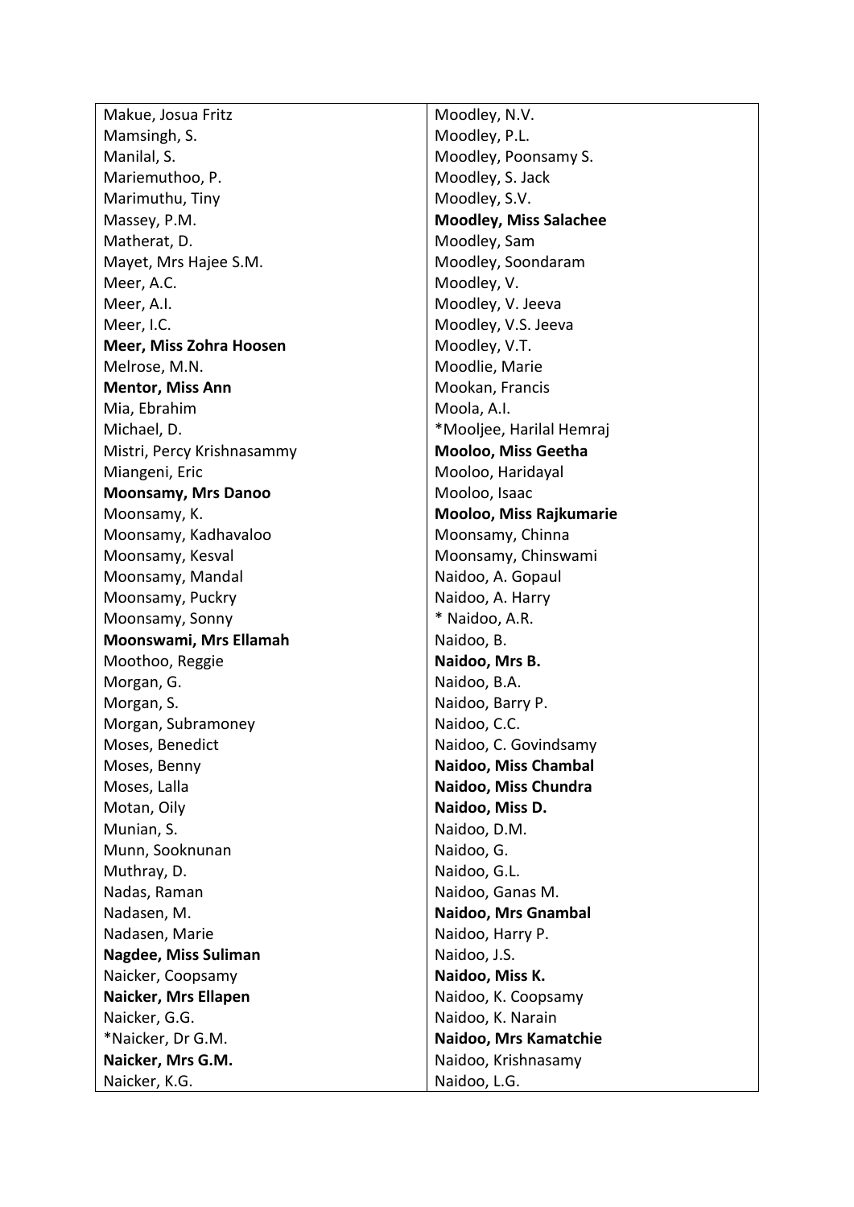| | |
|---|---|
| Makue, Josua Fritz | Moodley, N.V. |
| Mamsingh, S. | Moodley, P.L. |
| Manilal, S. | Moodley, Poonsamy S. |
| Mariemuthoo, P. | Moodley, S. Jack |
| Marimuthu, Tiny | Moodley, S.V. |
| Massey, P.M. | **Moodley, Miss Salachee** |
| Matherat, D. | Moodley, Sam |
| Mayet, Mrs Hajee S.M. | Moodley, Soondaram |
| Meer, A.C. | Moodley, V. |
| Meer, A.I. | Moodley, V. Jeeva |
| Meer, I.C. | Moodley, V.S. Jeeva |
| **Meer, Miss Zohra Hoosen** | Moodley, V.T. |
| Melrose, M.N. | Moodlie, Marie |
| **Mentor, Miss Ann** | Mookan, Francis |
| Mia, Ebrahim | Moola, A.I. |
| Michael, D. | *Mooljee, Harilal Hemraj |
| Mistri, Percy Krishnasammy | **Mooloo, Miss Geetha** |
| Miangeni, Eric | Mooloo, Haridayal |
| **Moonsamy, Mrs Danoo** | Mooloo, Isaac |
| Moonsamy, K. | **Mooloo, Miss Rajkumarie** |
| Moonsamy, Kadhavaloo | Moonsamy, Chinna |
| Moonsamy, Kesval | Moonsamy, Chinswami |
| Moonsamy, Mandal | Naidoo, A. Gopaul |
| Moonsamy, Puckry | Naidoo, A. Harry |
| Moonsamy, Sonny | * Naidoo, A.R. |
| **Moonswami, Mrs Ellamah** | Naidoo, B. |
| Moothoo, Reggie | **Naidoo, Mrs B.** |
| Morgan, G. | Naidoo, B.A. |
| Morgan, S. | Naidoo, Barry P. |
| Morgan, Subramoney | Naidoo, C.C. |
| Moses, Benedict | Naidoo, C. Govindsamy |
| Moses, Benny | **Naidoo, Miss Chambal** |
| Moses, Lalla | **Naidoo, Miss Chundra** |
| Motan, Oily | **Naidoo, Miss D.** |
| Munian, S. | Naidoo, D.M. |
| Munn, Sooknunan | Naidoo, G. |
| Muthray, D. | Naidoo, G.L. |
| Nadas, Raman | Naidoo, Ganas M. |
| Nadasen, M. | **Naidoo, Mrs Gnambal** |
| Nadasen, Marie | Naidoo, Harry P. |
| **Nagdee, Miss Suliman** | Naidoo, J.S. |
| Naicker, Coopsamy | **Naidoo, Miss K.** |
| **Naicker, Mrs Ellapen** | Naidoo, K. Coopsamy |
| Naicker, G.G. | Naidoo, K. Narain |
| *Naicker, Dr G.M. | **Naidoo, Mrs Kamatchie** |
| **Naicker, Mrs G.M.** | Naidoo, Krishnasamy |
| Naicker, K.G. | Naidoo, L.G. |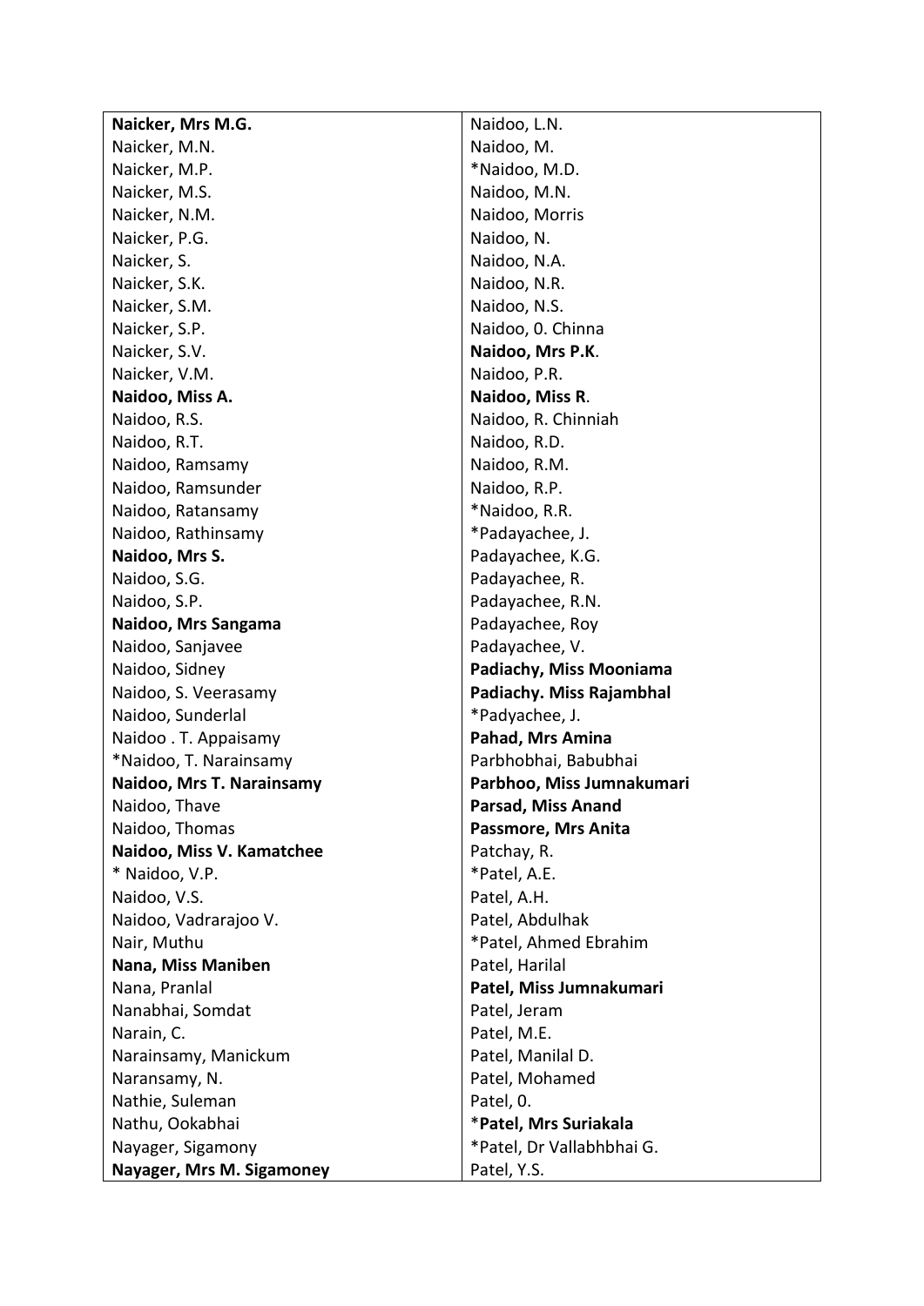**Naicker, Mrs M.G.**
Naicker, M.N.
Naicker, M.P.
Naicker, M.S.
Naicker, N.M.
Naicker, P.G.
Naicker, S.
Naicker, S.K.
Naicker, S.M.
Naicker, S.P.
Naicker, S.V.
Naicker, V.M.
**Naidoo, Miss A.**
Naidoo, R.S.
Naidoo, R.T.
Naidoo, Ramsamy
Naidoo, Ramsunder
Naidoo, Ratansamy
Naidoo, Rathinsamy
**Naidoo, Mrs S.**
Naidoo, S.G.
Naidoo, S.P.
**Naidoo, Mrs Sangama**
Naidoo, Sanjavee
Naidoo, Sidney
Naidoo, S. Veerasamy
Naidoo, Sunderlal
Naidoo . T. Appaisamy
*Naidoo, T. Narainsamy
**Naidoo, Mrs T. Narainsamy**
Naidoo, Thave
Naidoo, Thomas
**Naidoo, Miss V. Kamatchee**
* Naidoo, V.P.
Naidoo, V.S.
Naidoo, Vadrarajoo V.
Nair, Muthu
**Nana, Miss Maniben**
Nana, Pranlal
Nanabhai, Somdat
Narain, C.
Narainsamy, Manickum
Naransamy, N.
Nathie, Suleman
Nathu, Ookabhai
Nayager, Sigamony
**Nayager, Mrs M. Sigamoney**
Naidoo, L.N.
Naidoo, M.
*Naidoo, M.D.
Naidoo, M.N.
Naidoo, Morris
Naidoo, N.
Naidoo, N.A.
Naidoo, N.R.
Naidoo, N.S.
Naidoo, 0. Chinna
**Naidoo, Mrs P.K.**
Naidoo, P.R.
**Naidoo, Miss R.**
Naidoo, R. Chinniah
Naidoo, R.D.
Naidoo, R.M.
Naidoo, R.P.
*Naidoo, R.R.
*Padayachee, J.
Padayachee, K.G.
Padayachee, R.
Padayachee, R.N.
Padayachee, Roy
Padayachee, V.
**Padiachy, Miss Mooniama**
**Padiachy. Miss Rajambhal**
*Padyachee, J.
**Pahad, Mrs Amina**
Parbhobhai, Babubhai
**Parbhoo, Miss Jumnakumari**
**Parsad, Miss Anand**
**Passmore, Mrs Anita**
Patchay, R.
*Patel, A.E.
Patel, A.H.
Patel, Abdulhak
*Patel, Ahmed Ebrahim
Patel, Harilal
**Patel, Miss Jumnakumari**
Patel, Jeram
Patel, M.E.
Patel, Manilal D.
Patel, Mohamed
Patel, 0.
* **Patel, Mrs Suriakala**
*Patel, Dr Vallabhbhai G.
Patel, Y.S.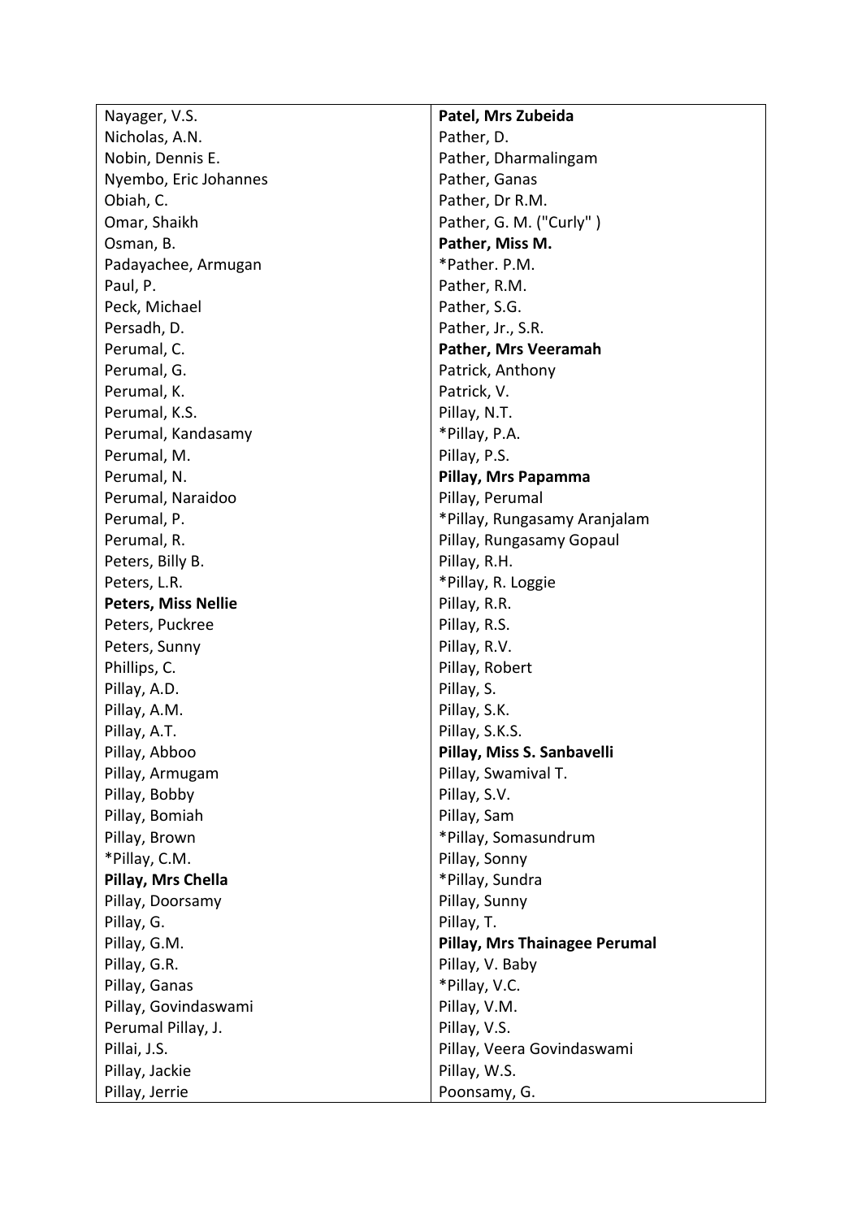Nayager, V.S.
Nicholas, A.N.
Nobin, Dennis E.
Nyembo, Eric Johannes
Obiah, C.
Omar, Shaikh
Osman, B.
Padayachee, Armugan
Paul, P.
Peck, Michael
Persadh, D.
Perumal, C.
Perumal, G.
Perumal, K.
Perumal, K.S.
Perumal, Kandasamy
Perumal, M.
Perumal, N.
Perumal, Naraidoo
Perumal, P.
Perumal, R.
Peters, Billy B.
Peters, L.R.
**Peters, Miss Nellie**
Peters, Puckree
Peters, Sunny
Phillips, C.
Pillay, A.D.
Pillay, A.M.
Pillay, A.T.
Pillay, Abboo
Pillay, Armugam
Pillay, Bobby
Pillay, Bomiah
Pillay, Brown
*Pillay, C.M.
**Pillay, Mrs Chella**
Pillay, Doorsamy
Pillay, G.
Pillay, G.M.
Pillay, G.R.
Pillay, Ganas
Pillay, Govindaswami
Perumal Pillay, J.
Pillai, J.S.
Pillay, Jackie
Pillay, Jerrie
**Patel, Mrs Zubeida**
Pather, D.
Pather, Dharmalingam
Pather, Ganas
Pather, Dr R.M.
Pather, G. M. ("Curly" )
**Pather, Miss M.**
*Pather. P.M.
Pather, R.M.
Pather, S.G.
Pather, Jr., S.R.
**Pather, Mrs Veeramah**
Patrick, Anthony
Patrick, V.
Pillay, N.T.
*Pillay, P.A.
Pillay, P.S.
**Pillay, Mrs Papamma**
Pillay, Perumal
*Pillay, Rungasamy Aranjalam
Pillay, Rungasamy Gopaul
Pillay, R.H.
*Pillay, R. Loggie
Pillay, R.R.
Pillay, R.S.
Pillay, R.V.
Pillay, Robert
Pillay, S.
Pillay, S.K.
Pillay, S.K.S.
**Pillay, Miss S. Sanbavelli**
Pillay, Swamival T.
Pillay, S.V.
Pillay, Sam
*Pillay, Somasundrum
Pillay, Sonny
*Pillay, Sundra
Pillay, Sunny
Pillay, T.
**Pillay, Mrs Thainagee Perumal**
Pillay, V. Baby
*Pillay, V.C.
Pillay, V.M.
Pillay, V.S.
Pillay, Veera Govindaswami
Pillay, W.S.
Poonsamy, G.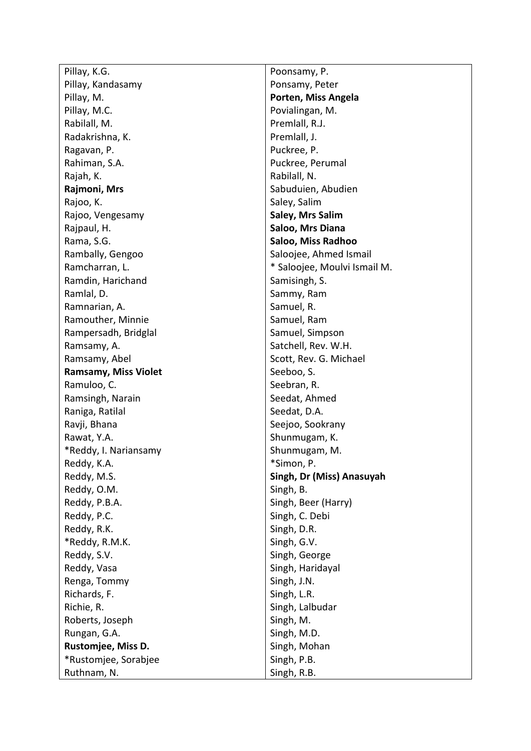Pillay, K.G.
Pillay, Kandasamy
Pillay, M.
Pillay, M.C.
Rabilall, M.
Radakrishna, K.
Ragavan, P.
Rahiman, S.A.
Rajah, K.
**Rajmoni, Mrs**
Rajoo, K.
Rajoo, Vengesamy
Rajpaul, H.
Rama, S.G.
Rambally, Gengoo
Ramcharran, L.
Ramdin, Harichand
Ramlal, D.
Ramnarian, A.
Ramouther, Minnie
Rampersadh, Bridglal
Ramsamy, A.
Ramsamy, Abel
**Ramsamy, Miss Violet**
Ramuloo, C.
Ramsingh, Narain
Raniga, Ratilal
Ravji, Bhana
Rawat, Y.A.
*Reddy, I. Nariansamy
Reddy, K.A.
Reddy, M.S.
Reddy, O.M.
Reddy, P.B.A.
Reddy, P.C.
Reddy, R.K.
*Reddy, R.M.K.
Reddy, S.V.
Reddy, Vasa
Renga, Tommy
Richards, F.
Richie, R.
Roberts, Joseph
Rungan, G.A.
**Rustomjee, Miss D.**
*Rustomjee, Sorabjee
Ruthnam, N.

Poonsamy, P.
Ponsamy, Peter
**Porten, Miss Angela**
Povialingan, M.
Premlall, R.J.
Premlall, J.
Puckree, P.
Puckree, Perumal
Rabilall, N.
Sabuduien, Abudien
Saley, Salim
**Saley, Mrs Salim**
**Saloo, Mrs Diana**
**Saloo, Miss Radhoo**
Saloojee, Ahmed Ismail
* Saloojee, Moulvi Ismail M.
Samisingh, S.
Sammy, Ram
Samuel, R.
Samuel, Ram
Samuel, Simpson
Satchell, Rev. W.H.
Scott, Rev. G. Michael
Seeboo, S.
Seebran, R.
Seedat, Ahmed
Seedat, D.A.
Seejoo, Sookrany
Shunmugam, K.
Shunmugam, M.
*Simon, P.
**Singh, Dr (Miss) Anasuyah**
Singh, B.
Singh, Beer (Harry)
Singh, C. Debi
Singh, D.R.
Singh, G.V.
Singh, George
Singh, Haridayal
Singh, J.N.
Singh, L.R.
Singh, Lalbudar
Singh, M.
Singh, M.D.
Singh, Mohan
Singh, P.B.
Singh, R.B.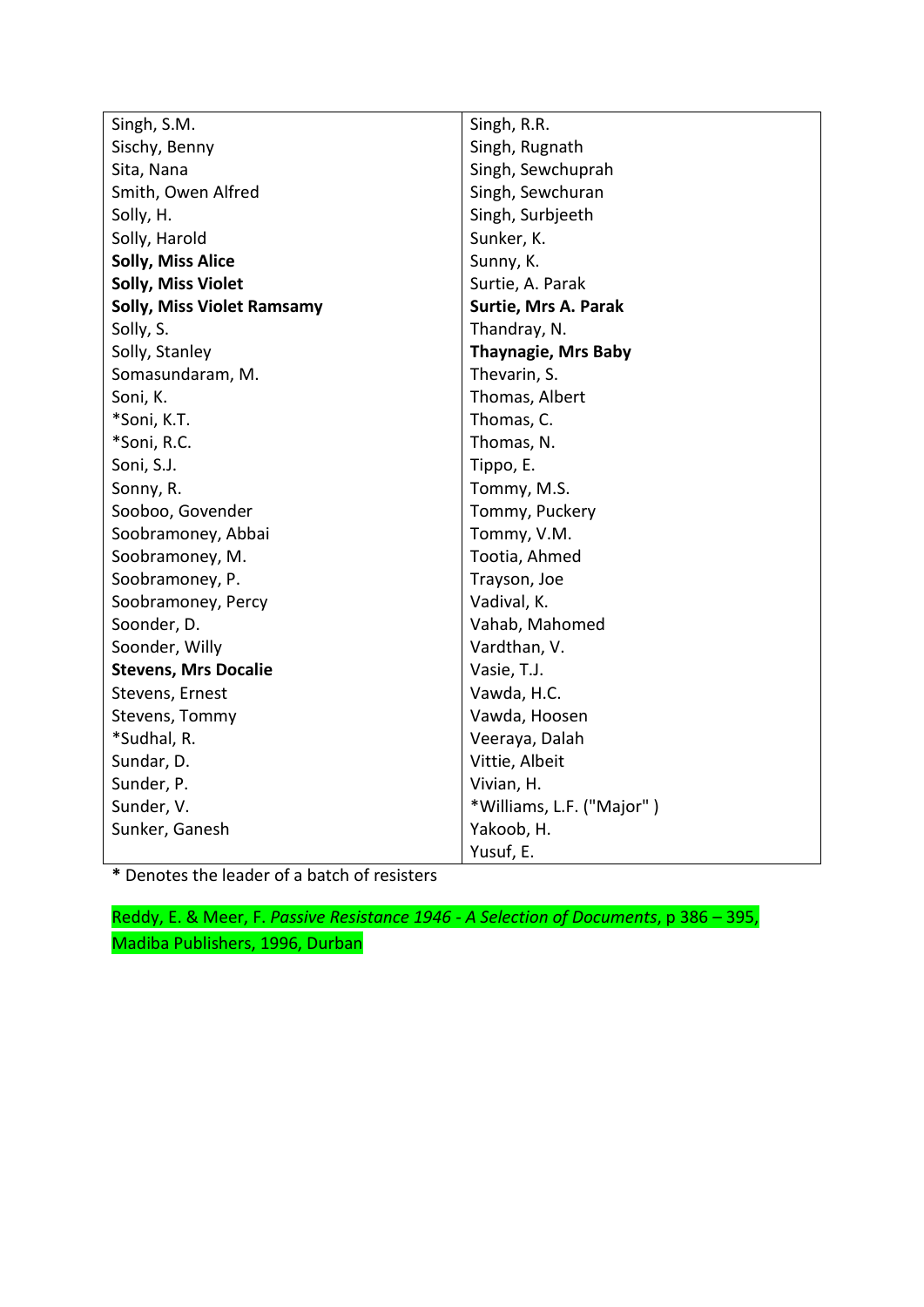| | |
|---|---|
| Singh, S.M. | Singh, R.R. |
| Sischy, Benny | Singh, Rugnath |
| Sita, Nana | Singh, Sewchuprah |
| Smith, Owen Alfred | Singh, Sewchuran |
| Solly, H. | Singh, Surbjeeth |
| Solly, Harold | Sunker, K. |
| **Solly, Miss Alice** | Sunny, K. |
| **Solly, Miss Violet** | Surtie, A. Parak |
| **Solly, Miss Violet Ramsamy** | **Surtie, Mrs A. Parak** |
| Solly, S. | Thandray, N. |
| Solly, Stanley | **Thaynagie, Mrs Baby** |
| Somasundaram, M. | Thevarin, S. |
| Soni, K. | Thomas, Albert |
| *Soni, K.T. | Thomas, C. |
| *Soni, R.C. | Thomas, N. |
| Soni, S.J. | Tippo, E. |
| Sonny, R. | Tommy, M.S. |
| Sooboo, Govender | Tommy, Puckery |
| Soobramoney, Abbai | Tommy, V.M. |
| Soobramoney, M. | Tootia, Ahmed |
| Soobramoney, P. | Trayson, Joe |
| Soobramoney, Percy | Vadival, K. |
| Soonder, D. | Vahab, Mahomed |
| Soonder, Willy | Vardthan, V. |
| **Stevens, Mrs Docalie** | Vasie, T.J. |
| Stevens, Ernest | Vawda, H.C. |
| Stevens, Tommy | Vawda, Hoosen |
| *Sudhal, R. | Veeraya, Dalah |
| Sundar, D. | Vittie, Albeit |
| Sunder, P. | Vivian, H. |
| Sunder, V. | *Williams, L.F. ("Major" ) |
| Sunker, Ganesh | Yakoob, H. |
| | Yusuf, E. |

**\*** Denotes the leader of a batch of resisters

Reddy, E. & Meer, F. *Passive Resistance 1946 - A Selection of Documents*, p 386 – 395, Madiba Publishers, 1996, Durban